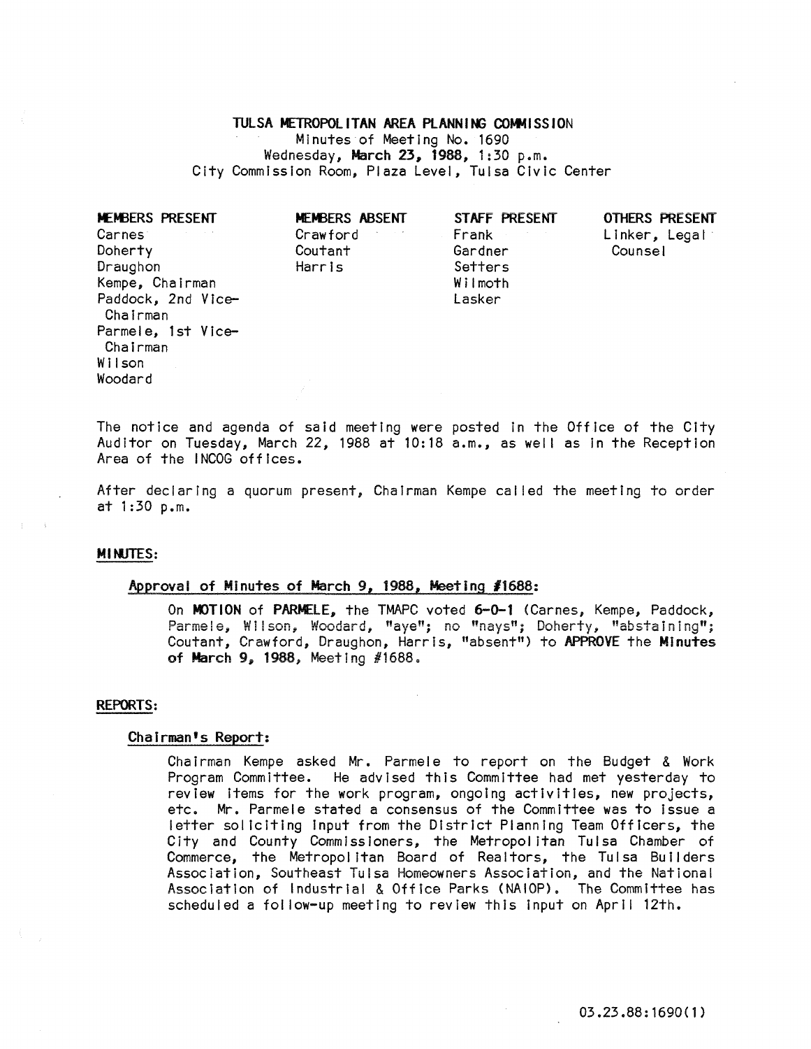# TULSA METROPOLITAN AREA PLANNING COMMISSION

Minutes of Meeting No. 1690
Wednesday, **March 23, 1988**, 1:30 p.m.
City Commission Room, Plaza Level, Tulsa Civic Center

| MEMBERS PRESENT | MEMBERS ABSENT | STAFF PRESENT | OTHERS PRESENT |
| --- | --- | --- | --- |
| Carnes | Crawford | Frank | Linker, Legal Counsel |
| Doherty | Coutant | Gardner | |
| Draughon | Harris | Setters | |
| Kempe, Chairman | | Wilmoth | |
| Paddock, 2nd Vice-Chairman | | Lasker | |
| Parmele, 1st Vice-Chairman | | | |
| Wilson | | | |
| Woodard | | | |

The notice and agenda of said meeting were posted in the Office of the City Auditor on Tuesday, March 22, 1988 at 10:18 a.m., as well as in the Reception Area of the INCOG offices.

After declaring a quorum present, Chairman Kempe called the meeting to order at 1:30 p.m.

## MINUTES:

### Approval of Minutes of March 9, 1988, Meeting #1688:

On **MOTION** of **PARMELE**, the TMAPC voted **6-0-1** (Carnes, Kempe, Paddock, Parmele, Wilson, Woodard, "aye"; no "nays"; Doherty, "abstaining"; Coutant, Crawford, Draughon, Harris, "absent") to **APPROVE** the **Minutes of March 9, 1988**, Meeting #1688.

## REPORTS:

### Chairman's Report:

Chairman Kempe asked Mr. Parmele to report on the Budget & Work Program Committee. He advised this Committee had met yesterday to review items for the work program, ongoing activities, new projects, etc. Mr. Parmele stated a consensus of the Committee was to issue a letter soliciting input from the District Planning Team Officers, the City and County Commissioners, the Metropolitan Tulsa Chamber of Commerce, the Metropolitan Board of Realtors, the Tulsa Builders Association, Southeast Tulsa Homeowners Association, and the National Association of Industrial & Office Parks (NAIOP). The Committee has scheduled a follow-up meeting to review this input on April 12th.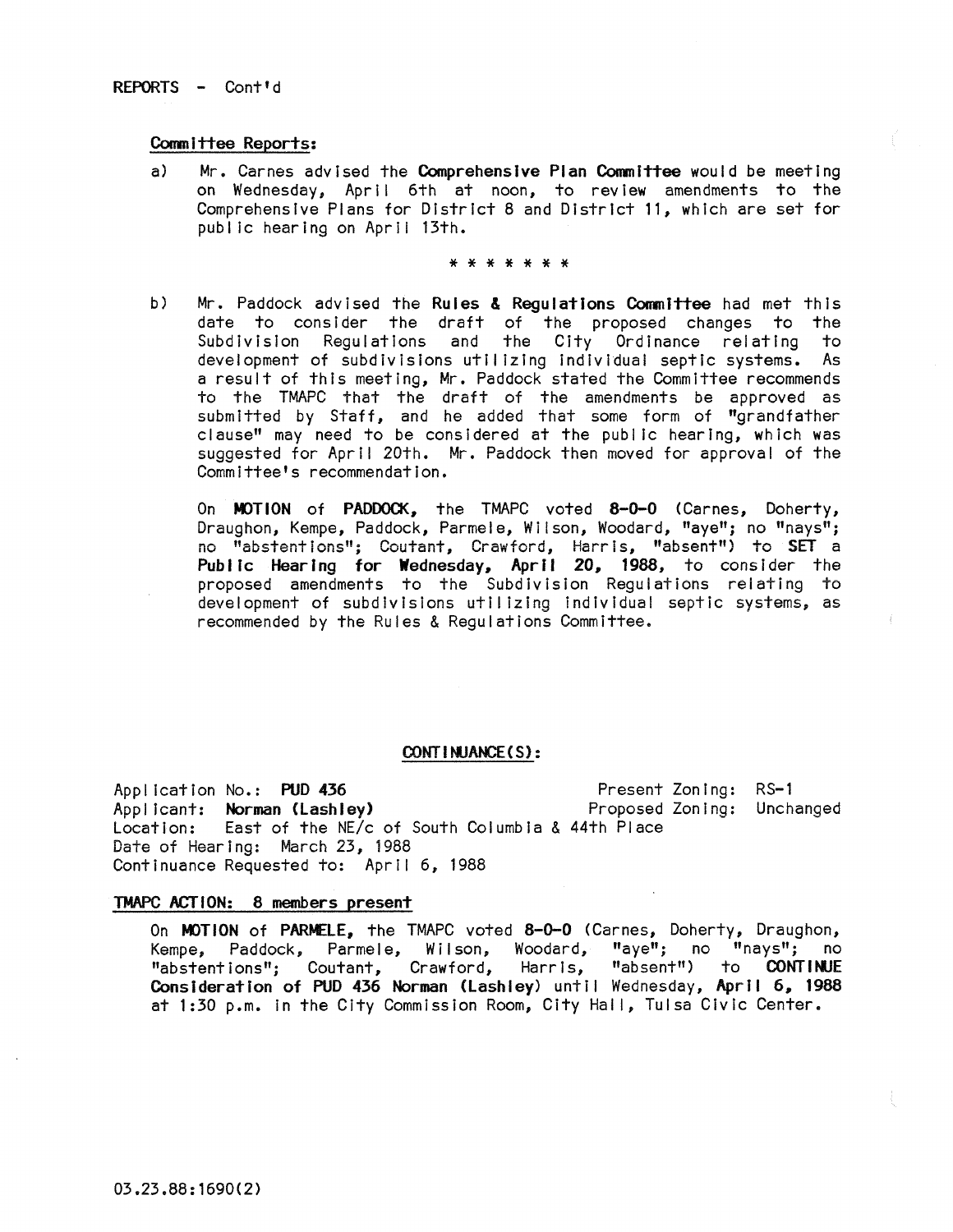REPORTS - Cont'd

**Committee Reports:**

a) Mr. Carnes advised the **Comprehensive Plan Committee** would be meeting on Wednesday, April 6th at noon, to review amendments to the Comprehensive Plans for District 8 and District 11, which are set for public hearing on April 13th.

* * * * * * *

b) Mr. Paddock advised the **Rules & Regulations Committee** had met this date to consider the draft of the proposed changes to the Subdivision Regulations and the City Ordinance relating to development of subdivisions utilizing individual septic systems. As a result of this meeting, Mr. Paddock stated the Committee recommends to the TMAPC that the draft of the amendments be approved as submitted by Staff, and he added that some form of "grandfather clause" may need to be considered at the public hearing, which was suggested for April 20th. Mr. Paddock then moved for approval of the Committee's recommendation.

On **MOTION** of **PADDOCK,** the TMAPC voted **8-0-0** (Carnes, Doherty, Draughon, Kempe, Paddock, Parmele, Wilson, Woodard, "aye"; no "nays"; no "abstentions"; Coutant, Crawford, Harris, "absent") to **SET** a **Public Hearing for Wednesday, April 20, 1988,** to consider the proposed amendments to the Subdivision Regulations relating to development of subdivisions utilizing individual septic systems, as recommended by the Rules & Regulations Committee.

**CONTINUANCE(S):**

Application No.: **PUD 436** Present Zoning: RS-1
Applicant: **Norman (Lashley)** Proposed Zoning: Unchanged
Location: East of the NE/c of South Columbia & 44th Place
Date of Hearing: March 23, 1988
Continuance Requested to: April 6, 1988

**TMAPC ACTION: 8 members present**

On **MOTION** of **PARMELE,** the TMAPC voted **8-0-0** (Carnes, Doherty, Draughon, Kempe, Paddock, Parmele, Wilson, Woodard, "aye"; no "nays"; no "abstentions"; Coutant, Crawford, Harris, "absent") to **CONTINUE Consideration of PUD 436 Norman (Lashley)** until Wednesday, **April 6, 1988** at 1:30 p.m. in the City Commission Room, City Hall, Tulsa Civic Center.

03.23.88:1690(2)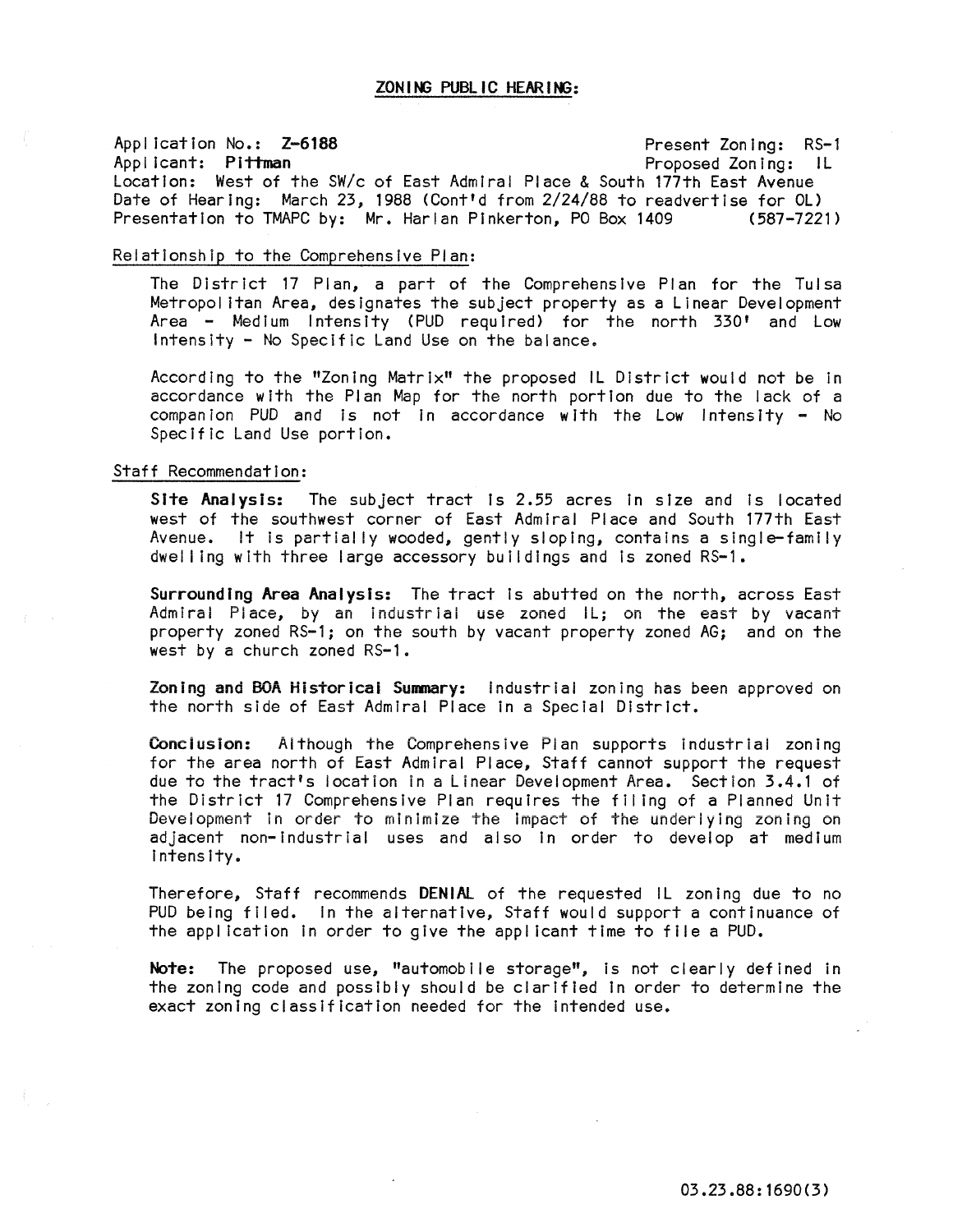## ZONING PUBLIC HEARING:

Application No.: **Z-6188** Present Zoning: RS-1
Applicant: **Pittman** Proposed Zoning: IL
Location: West of the SW/c of East Admiral Place & South 177th East Avenue
Date of Hearing: March 23, 1988 (Cont'd from 2/24/88 to readvertise for OL)
Presentation to TMAPC by: Mr. Harlan Pinkerton, PO Box 1409 (587-7221)

Relationship to the Comprehensive Plan:

The District 17 Plan, a part of the Comprehensive Plan for the Tulsa Metropolitan Area, designates the subject property as a Linear Development Area - Medium Intensity (PUD required) for the north 330' and Low Intensity - No Specific Land Use on the balance.

According to the "Zoning Matrix" the proposed IL District would not be in accordance with the Plan Map for the north portion due to the lack of a companion PUD and is not in accordance with the Low Intensity - No Specific Land Use portion.

Staff Recommendation:

**Site Analysis:** The subject tract is 2.55 acres in size and is located west of the southwest corner of East Admiral Place and South 177th East Avenue. It is partially wooded, gently sloping, contains a single-family dwelling with three large accessory buildings and is zoned RS-1.

**Surrounding Area Analysis:** The tract is abutted on the north, across East Admiral Place, by an industrial use zoned IL; on the east by vacant property zoned RS-1; on the south by vacant property zoned AG; and on the west by a church zoned RS-1.

**Zoning and BOA Historical Summary:** Industrial zoning has been approved on the north side of East Admiral Place in a Special District.

**Conclusion:** Although the Comprehensive Plan supports industrial zoning for the area north of East Admiral Place, Staff cannot support the request due to the tract's location in a Linear Development Area. Section 3.4.1 of the District 17 Comprehensive Plan requires the filing of a Planned Unit Development in order to minimize the impact of the underlying zoning on adjacent non-industrial uses and also in order to develop at medium intensity.

Therefore, Staff recommends **DENIAL** of the requested IL zoning due to no PUD being filed. In the alternative, Staff would support a continuance of the application in order to give the applicant time to file a PUD.

**Note:** The proposed use, "automobile storage", is not clearly defined in the zoning code and possibly should be clarified in order to determine the exact zoning classification needed for the intended use.

03.23.88:1690(3)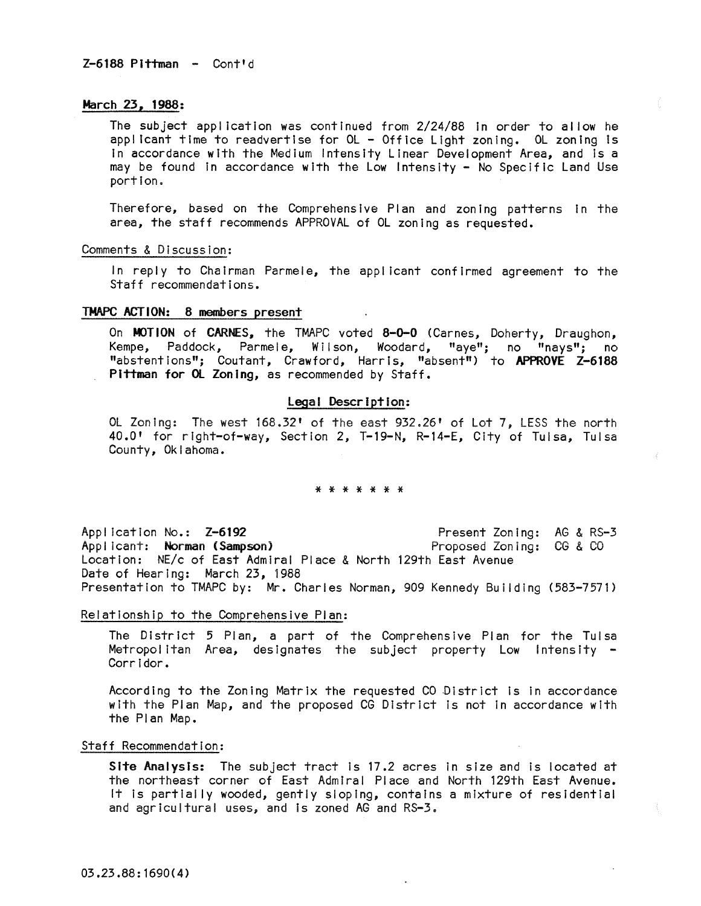Z-6188 Pittman - Cont'd

**March 23, 1988:**

The subject application was continued from 2/24/88 in order to allow he applicant time to readvertise for OL - Office Light zoning. OL zoning is in accordance with the Medium Intensity Linear Development Area, and is a may be found in accordance with the Low Intensity - No Specific Land Use portion.

Therefore, based on the Comprehensive Plan and zoning patterns in the area, the staff recommends APPROVAL of OL zoning as requested.

Comments & Discussion:

In reply to Chairman Parmele, the applicant confirmed agreement to the Staff recommendations.

**TMAPC ACTION: 8 members present**

On **MOTION** of **CARNES,** the TMAPC voted **8-0-0** (Carnes, Doherty, Draughon, Kempe, Paddock, Parmele, Wilson, Woodard, "aye"; no "nays"; no "abstentions"; Coutant, Crawford, Harris, "absent") to **APPROVE Z-6188 Pittman for OL Zoning,** as recommended by Staff.

**Legal Description:**

OL Zoning: The west 168.32' of the east 932.26' of Lot 7, LESS the north 40.0' for right-of-way, Section 2, T-19-N, R-14-E, City of Tulsa, Tulsa County, Oklahoma.

* * * * * * *

Application No.: **Z-6192** Present Zoning: AG & RS-3
Applicant: **Norman (Sampson)** Proposed Zoning: CG & CO
Location: NE/c of East Admiral Place & North 129th East Avenue
Date of Hearing: March 23, 1988
Presentation to TMAPC by: Mr. Charles Norman, 909 Kennedy Building (583-7571)

Relationship to the Comprehensive Plan:

The District 5 Plan, a part of the Comprehensive Plan for the Tulsa Metropolitan Area, designates the subject property Low Intensity - Corridor.

According to the Zoning Matrix the requested CO District is in accordance with the Plan Map, and the proposed CG District is not in accordance with the Plan Map.

Staff Recommendation:

**Site Analysis:** The subject tract is 17.2 acres in size and is located at the northeast corner of East Admiral Place and North 129th East Avenue. It is partially wooded, gently sloping, contains a mixture of residential and agricultural uses, and is zoned AG and RS-3.

03.23.88:1690(4)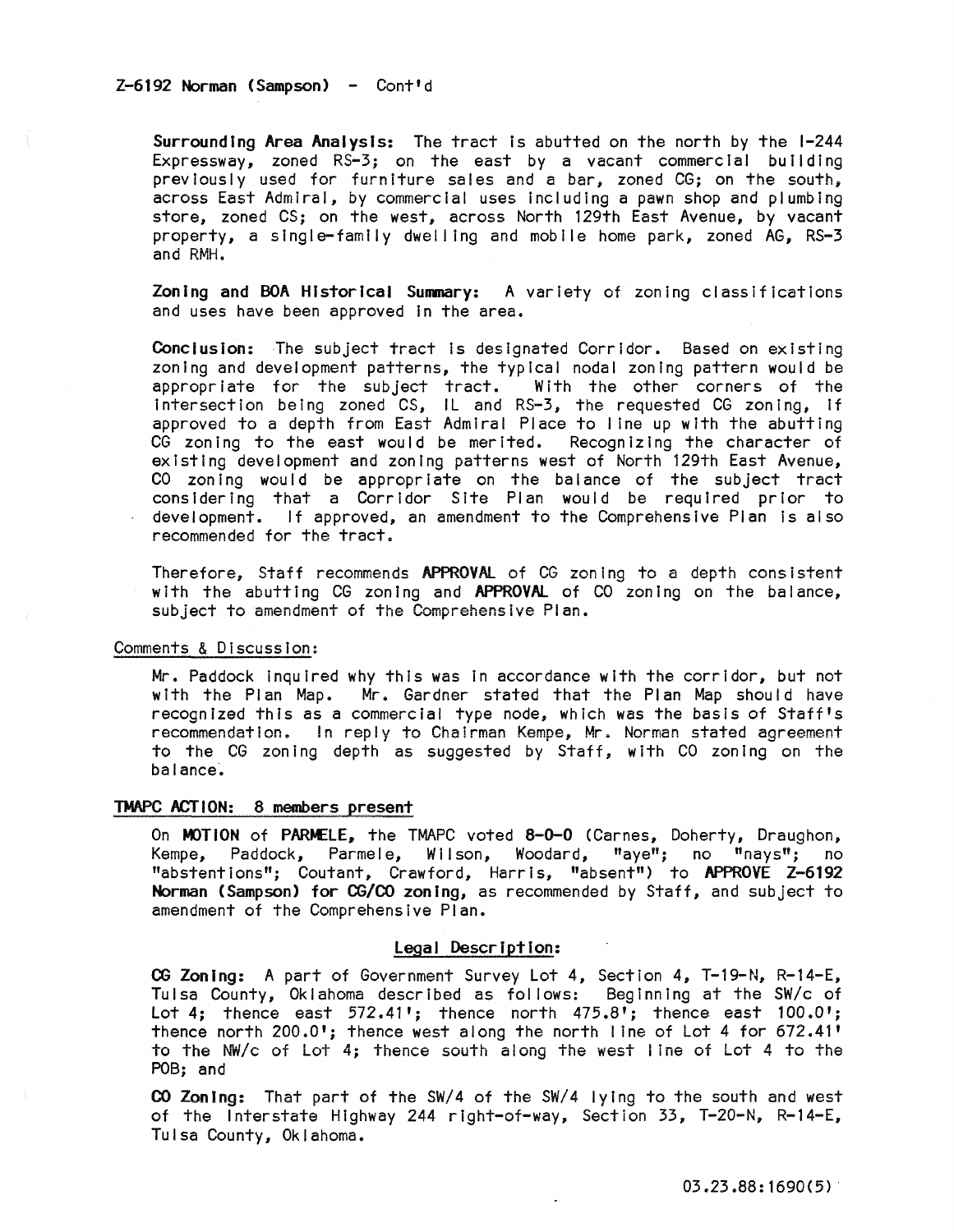Z-6192 Norman (Sampson) - Cont'd

**Surrounding Area Analysis:** The tract is abutted on the north by the I-244 Expressway, zoned RS-3; on the east by a vacant commercial building previously used for furniture sales and a bar, zoned CG; on the south, across East Admiral, by commercial uses including a pawn shop and plumbing store, zoned CS; on the west, across North 129th East Avenue, by vacant property, a single-family dwelling and mobile home park, zoned AG, RS-3 and RMH.

**Zoning and BOA Historical Summary:** A variety of zoning classifications and uses have been approved in the area.

**Conclusion:** The subject tract is designated Corridor. Based on existing zoning and development patterns, the typical nodal zoning pattern would be appropriate for the subject tract. With the other corners of the intersection being zoned CS, IL and RS-3, the requested CG zoning, if approved to a depth from East Admiral Place to line up with the abutting CG zoning to the east would be merited. Recognizing the character of existing development and zoning patterns west of North 129th East Avenue, CO zoning would be appropriate on the balance of the subject tract considering that a Corridor Site Plan would be required prior to development. If approved, an amendment to the Comprehensive Plan is also recommended for the tract.

Therefore, Staff recommends **APPROVAL** of CG zoning to a depth consistent with the abutting CG zoning and **APPROVAL** of CO zoning on the balance, subject to amendment of the Comprehensive Plan.

Comments & Discussion:

Mr. Paddock inquired why this was in accordance with the corridor, but not with the Plan Map. Mr. Gardner stated that the Plan Map should have recognized this as a commercial type node, which was the basis of Staff's recommendation. In reply to Chairman Kempe, Mr. Norman stated agreement to the CG zoning depth as suggested by Staff, with CO zoning on the balance.

**TMAPC ACTION: 8 members present**

On **MOTION** of **PARMELE**, the TMAPC voted **8-0-0** (Carnes, Doherty, Draughon, Kempe, Paddock, Parmele, Wilson, Woodard, "aye"; no "nays"; no "abstentions"; Coutant, Crawford, Harris, "absent") to **APPROVE Z-6192 Norman (Sampson) for CG/CO zoning**, as recommended by Staff, and subject to amendment of the Comprehensive Plan.

Legal Description:

**CG Zoning:** A part of Government Survey Lot 4, Section 4, T-19-N, R-14-E, Tulsa County, Oklahoma described as follows: Beginning at the SW/c of Lot 4; thence east 572.41'; thence north 475.8'; thence east 100.0'; thence north 200.0'; thence west along the north line of Lot 4 for 672.41' to the NW/c of Lot 4; thence south along the west line of Lot 4 to the POB; and

**CO Zoning:** That part of the SW/4 of the SW/4 lying to the south and west of the Interstate Highway 244 right-of-way, Section 33, T-20-N, R-14-E, Tulsa County, Oklahoma.

03.23.88:1690(5)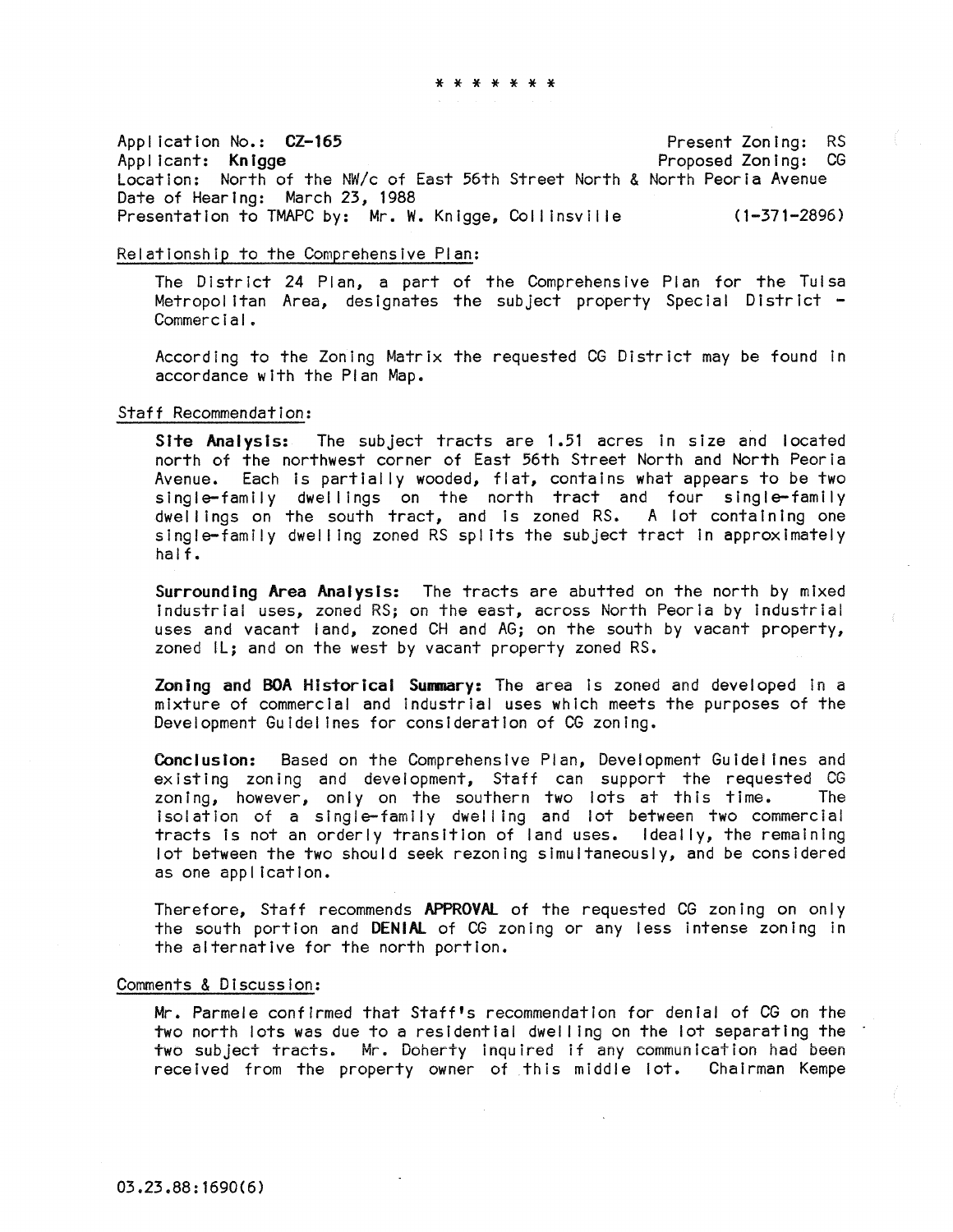* * * * * * *

Application No.: **CZ-165** Present Zoning: RS
Applicant: **Knigge** Proposed Zoning: CG
Location: North of the NW/c of East 56th Street North & North Peoria Avenue
Date of Hearing: March 23, 1988
Presentation to TMAPC by: Mr. W. Knigge, Collinsville (1-371-2896)

Relationship to the Comprehensive Plan:

The District 24 Plan, a part of the Comprehensive Plan for the Tulsa Metropolitan Area, designates the subject property Special District - Commercial.

According to the Zoning Matrix the requested CG District may be found in accordance with the Plan Map.

Staff Recommendation:

**Site Analysis:** The subject tracts are 1.51 acres in size and located north of the northwest corner of East 56th Street North and North Peoria Avenue. Each is partially wooded, flat, contains what appears to be two single-family dwellings on the north tract and four single-family dwellings on the south tract, and is zoned RS. A lot containing one single-family dwelling zoned RS splits the subject tract in approximately half.

**Surrounding Area Analysis:** The tracts are abutted on the north by mixed industrial uses, zoned RS; on the east, across North Peoria by industrial uses and vacant land, zoned CH and AG; on the south by vacant property, zoned IL; and on the west by vacant property zoned RS.

**Zoning and BOA Historical Summary:** The area is zoned and developed in a mixture of commercial and industrial uses which meets the purposes of the Development Guidelines for consideration of CG zoning.

**Conclusion:** Based on the Comprehensive Plan, Development Guidelines and existing zoning and development, Staff can support the requested CG zoning, however, only on the southern two lots at this time. The isolation of a single-family dwelling and lot between two commercial tracts is not an orderly transition of land uses. Ideally, the remaining lot between the two should seek rezoning simultaneously, and be considered as one application.

Therefore, Staff recommends **APPROVAL** of the requested CG zoning on only the south portion and **DENIAL** of CG zoning or any less intense zoning in the alternative for the north portion.

Comments & Discussion:

Mr. Parmele confirmed that Staff's recommendation for denial of CG on the two north lots was due to a residential dwelling on the lot separating the two subject tracts. Mr. Doherty inquired if any communication had been received from the property owner of this middle lot. Chairman Kempe

03.23.88:1690(6)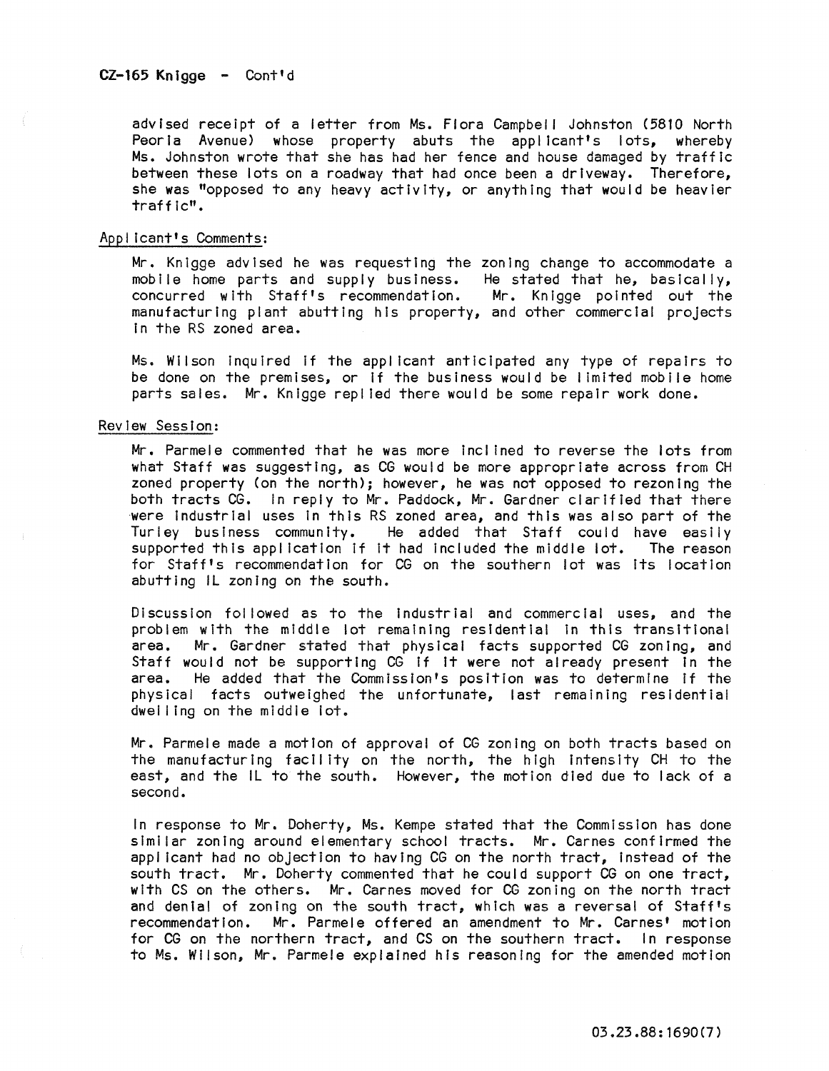**CZ-165 Knigge - Cont'd**

advised receipt of a letter from Ms. Flora Campbell Johnston (5810 North Peoria Avenue) whose property abuts the applicant's lots, whereby Ms. Johnston wrote that she has had her fence and house damaged by traffic between these lots on a roadway that had once been a driveway. Therefore, she was "opposed to any heavy activity, or anything that would be heavier traffic".

Applicant's Comments:

Mr. Knigge advised he was requesting the zoning change to accommodate a mobile home parts and supply business. He stated that he, basically, concurred with Staff's recommendation. Mr. Knigge pointed out the manufacturing plant abutting his property, and other commercial projects in the RS zoned area.

Ms. Wilson inquired if the applicant anticipated any type of repairs to be done on the premises, or if the business would be limited mobile home parts sales. Mr. Knigge replied there would be some repair work done.

Review Session:

Mr. Parmele commented that he was more inclined to reverse the lots from what Staff was suggesting, as CG would be more appropriate across from CH zoned property (on the north); however, he was not opposed to rezoning the both tracts CG. In reply to Mr. Paddock, Mr. Gardner clarified that there were industrial uses in this RS zoned area, and this was also part of the Turley business community. He added that Staff could have easily supported this application if it had included the middle lot. The reason for Staff's recommendation for CG on the southern lot was its location abutting IL zoning on the south.

Discussion followed as to the industrial and commercial uses, and the problem with the middle lot remaining residential in this transitional area. Mr. Gardner stated that physical facts supported CG zoning, and Staff would not be supporting CG if it were not already present in the area. He added that the Commission's position was to determine if the physical facts outweighed the unfortunate, last remaining residential dwelling on the middle lot.

Mr. Parmele made a motion of approval of CG zoning on both tracts based on the manufacturing facility on the north, the high intensity CH to the east, and the IL to the south. However, the motion died due to lack of a second.

In response to Mr. Doherty, Ms. Kempe stated that the Commission has done similar zoning around elementary school tracts. Mr. Carnes confirmed the applicant had no objection to having CG on the north tract, instead of the south tract. Mr. Doherty commented that he could support CG on one tract, with CS on the others. Mr. Carnes moved for CG zoning on the north tract and denial of zoning on the south tract, which was a reversal of Staff's recommendation. Mr. Parmele offered an amendment to Mr. Carnes' motion for CG on the northern tract, and CS on the southern tract. In response to Ms. Wilson, Mr. Parmele explained his reasoning for the amended motion

03.23.88:1690(7)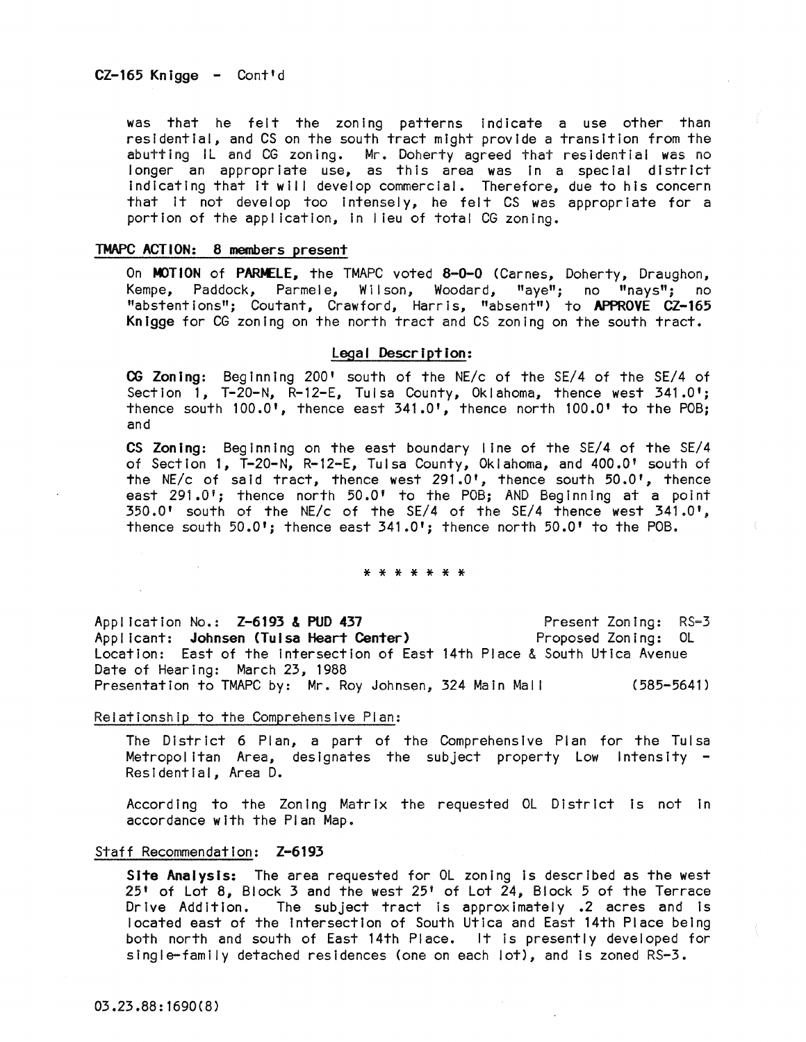CZ-165 Knigge - Cont'd

was that he felt the zoning patterns indicate a use other than residential, and CS on the south tract might provide a transition from the abutting IL and CG zoning. Mr. Doherty agreed that residential was no longer an appropriate use, as this area was in a special district indicating that it will develop commercial. Therefore, due to his concern that it not develop too intensely, he felt CS was appropriate for a portion of the application, in lieu of total CG zoning.

**TMAPC ACTION: 8 members present**

On **MOTION** of **PARMELE,** the TMAPC voted **8-0-0** (Carnes, Doherty, Draughon, Kempe, Paddock, Parmele, Wilson, Woodard, "aye"; no "nays"; no "abstentions"; Coutant, Crawford, Harris, "absent") to **APPROVE CZ-165 Knigge** for CG zoning on the north tract and CS zoning on the south tract.

**Legal Description:**

**CG Zoning:** Beginning 200' south of the NE/c of the SE/4 of the SE/4 of Section 1, T-20-N, R-12-E, Tulsa County, Oklahoma, thence west 341.0'; thence south 100.0', thence east 341.0', thence north 100.0' to the POB; and

**CS Zoning:** Beginning on the east boundary line of the SE/4 of the SE/4 of Section 1, T-20-N, R-12-E, Tulsa County, Oklahoma, and 400.0' south of the NE/c of said tract, thence west 291.0', thence south 50.0', thence east 291.0'; thence north 50.0' to the POB; AND Beginning at a point 350.0' south of the NE/c of the SE/4 of the SE/4 thence west 341.0', thence south 50.0'; thence east 341.0'; thence north 50.0' to the POB.

* * * * * * *

Application No.: **Z-6193 & PUD 437** Present Zoning: RS-3
Applicant: **Johnsen (Tulsa Heart Center)** Proposed Zoning: OL
Location: East of the intersection of East 14th Place & South Utica Avenue
Date of Hearing: March 23, 1988
Presentation to TMAPC by: Mr. Roy Johnsen, 324 Main Mall (585-5641)

Relationship to the Comprehensive Plan:

The District 6 Plan, a part of the Comprehensive Plan for the Tulsa Metropolitan Area, designates the subject property Low Intensity - Residential, Area D.

According to the Zoning Matrix the requested OL District is not in accordance with the Plan Map.

Staff Recommendation: **Z-6193**

**Site Analysis:** The area requested for OL zoning is described as the west 25' of Lot 8, Block 3 and the west 25' of Lot 24, Block 5 of the Terrace Drive Addition. The subject tract is approximately .2 acres and is located east of the intersection of South Utica and East 14th Place being both north and south of East 14th Place. It is presently developed for single-family detached residences (one on each lot), and is zoned RS-3.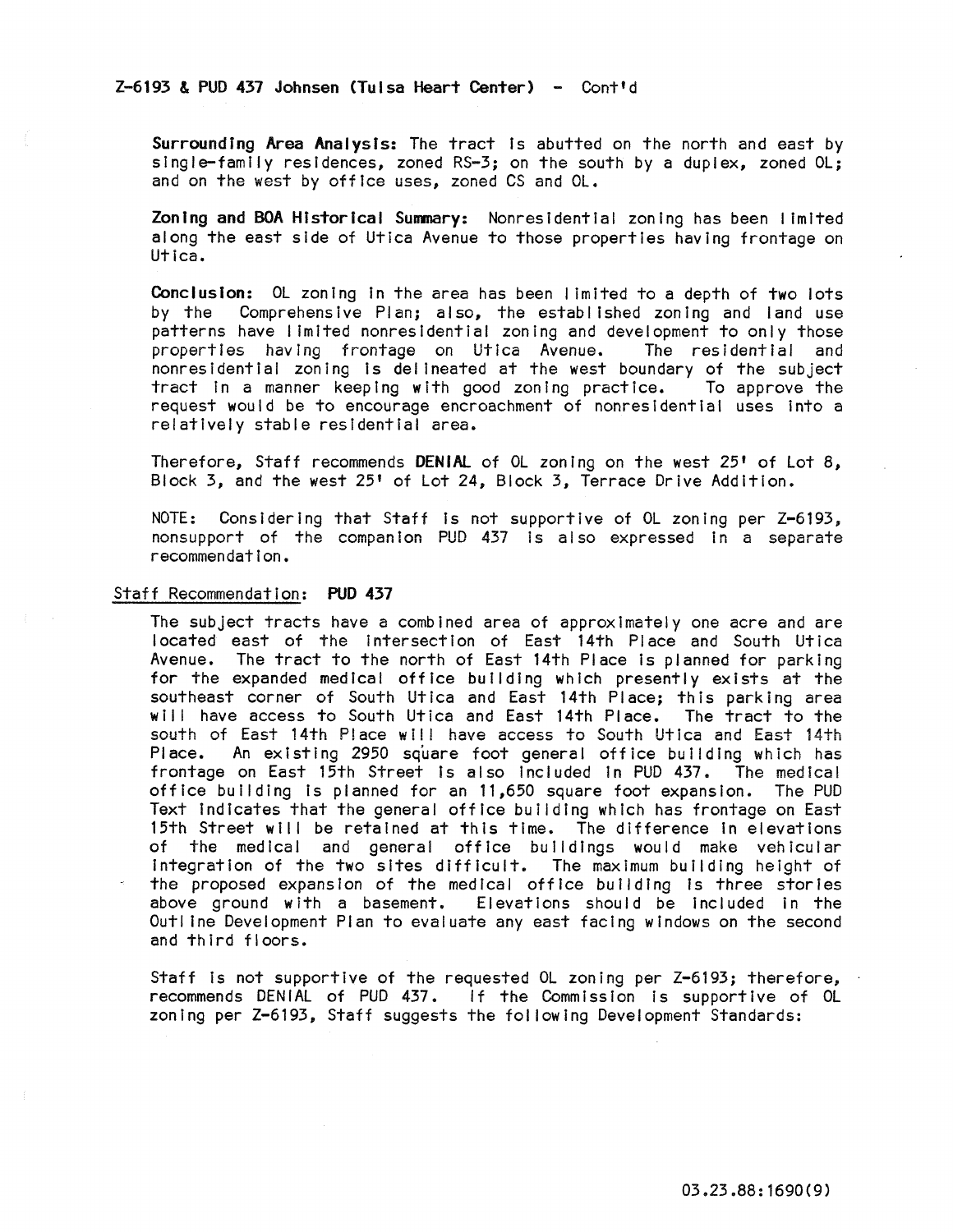Z-6193 & PUD 437 Johnsen (Tulsa Heart Center) - Cont'd

**Surrounding Area Analysis:** The tract is abutted on the north and east by single-family residences, zoned RS-3; on the south by a duplex, zoned OL; and on the west by office uses, zoned CS and OL.

**Zoning and BOA Historical Summary:** Nonresidential zoning has been limited along the east side of Utica Avenue to those properties having frontage on Utica.

**Conclusion:** OL zoning in the area has been limited to a depth of two lots by the Comprehensive Plan; also, the established zoning and land use patterns have limited nonresidential zoning and development to only those properties having frontage on Utica Avenue. The residential and nonresidential zoning is delineated at the west boundary of the subject tract in a manner keeping with good zoning practice. To approve the request would be to encourage encroachment of nonresidential uses into a relatively stable residential area.

Therefore, Staff recommends **DENIAL** of OL zoning on the west 25' of Lot 8, Block 3, and the west 25' of Lot 24, Block 3, Terrace Drive Addition.

NOTE: Considering that Staff is not supportive of OL zoning per Z-6193, nonsupport of the companion PUD 437 is also expressed in a separate recommendation.

Staff Recommendation: **PUD 437**

The subject tracts have a combined area of approximately one acre and are located east of the intersection of East 14th Place and South Utica Avenue. The tract to the north of East 14th Place is planned for parking for the expanded medical office building which presently exists at the southeast corner of South Utica and East 14th Place; this parking area will have access to South Utica and East 14th Place. The tract to the south of East 14th Place will have access to South Utica and East 14th Place. An existing 2950 square foot general office building which has frontage on East 15th Street is also included in PUD 437. The medical office building is planned for an 11,650 square foot expansion. The PUD Text indicates that the general office building which has frontage on East 15th Street will be retained at this time. The difference in elevations of the medical and general office buildings would make vehicular integration of the two sites difficult. The maximum building height of the proposed expansion of the medical office building is three stories above ground with a basement. Elevations should be included in the Outline Development Plan to evaluate any east facing windows on the second and third floors.

Staff is not supportive of the requested OL zoning per Z-6193; therefore, recommends DENIAL of PUD 437. If the Commission is supportive of OL zoning per Z-6193, Staff suggests the following Development Standards: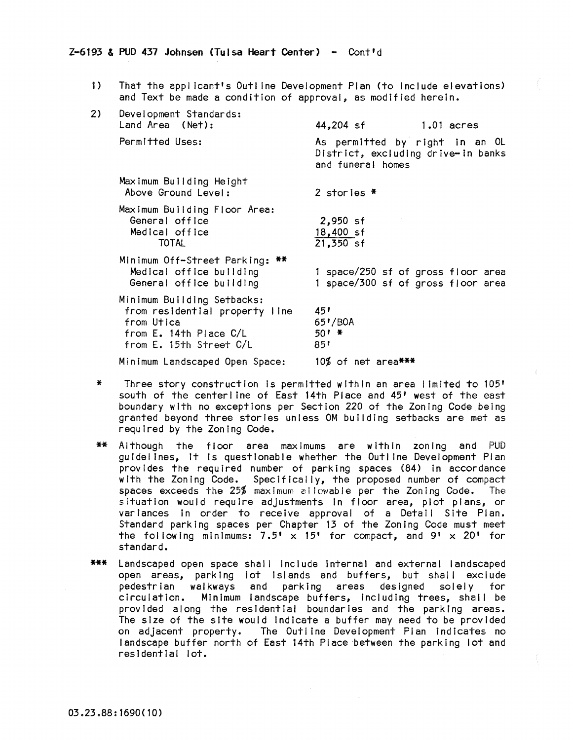Z-6193 & PUD 437 Johnsen (Tulsa Heart Center) - Cont'd

1) That the applicant's Outline Development Plan (to include elevations) and Text be made a condition of approval, as modified herein.

2) Development Standards:

| | |
|---|---|
| Land Area (Net): | 44,204 sf 1.01 acres |
| Permitted Uses: | As permitted by right in an OL District, excluding drive-in banks and funeral homes |
| Maximum Building Height Above Ground Level: | 2 stories * |
| Maximum Building Floor Area: | |
| General office | 2,950 sf |
| Medical office | 18,400 sf |
| TOTAL | 21,350 sf |
| Minimum Off-Street Parking: ** | |
| Medical office building | 1 space/250 sf of gross floor area |
| General office building | 1 space/300 sf of gross floor area |
| Minimum Building Setbacks: | |
| from residential property line | 45' |
| from Utica | 65'/BOA |
| from E. 14th Place C/L | 50' * |
| from E. 15th Street C/L | 85' |
| Minimum Landscaped Open Space: | 10% of net area*** |

\* Three story construction is permitted within an area limited to 105' south of the centerline of East 14th Place and 45' west of the east boundary with no exceptions per Section 220 of the Zoning Code being granted beyond three stories unless OM building setbacks are met as required by the Zoning Code.

** Although the floor area maximums are within zoning and PUD guidelines, it is questionable whether the Outline Development Plan provides the required number of parking spaces (84) in accordance with the Zoning Code. Specifically, the proposed number of compact spaces exceeds the 25% maximum allowable per the Zoning Code. The situation would require adjustments in floor area, plot plans, or variances in order to receive approval of a Detail Site Plan. Standard parking spaces per Chapter 13 of the Zoning Code must meet the following minimums: 7.5' x 15' for compact, and 9' x 20' for standard.

*** Landscaped open space shall include internal and external landscaped open areas, parking lot islands and buffers, but shall exclude pedestrian walkways and parking areas designed solely for circulation. Minimum landscape buffers, including trees, shall be provided along the residential boundaries and the parking areas. The size of the site would indicate a buffer may need to be provided on adjacent property. The Outline Development Plan indicates no landscape buffer north of East 14th Place between the parking lot and residential lot.

03.23.88:1690(10)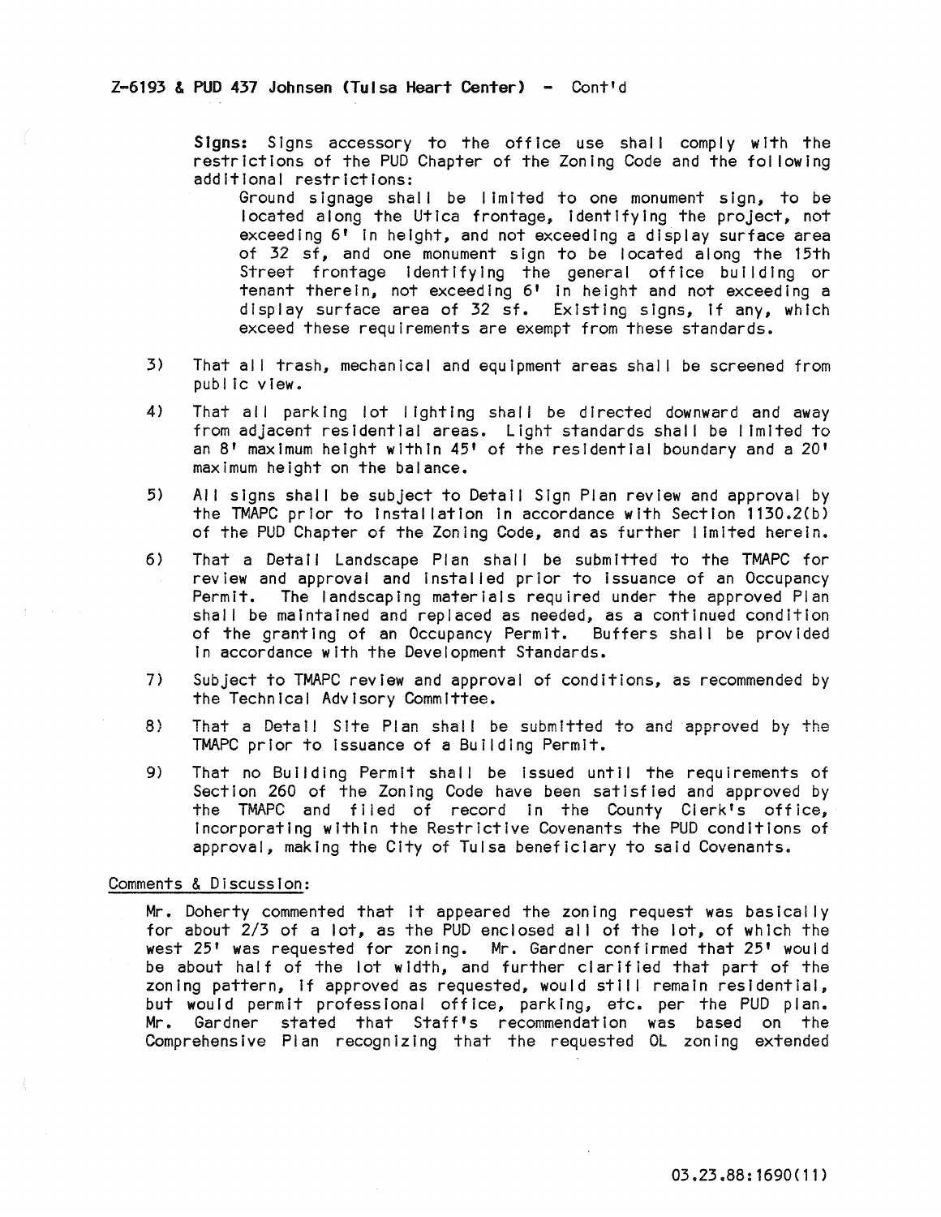Z-6193 & PUD 437 Johnsen (Tulsa Heart Center) - Cont'd

**Signs:** Signs accessory to the office use shall comply with the restrictions of the PUD Chapter of the Zoning Code and the following additional restrictions:

Ground signage shall be limited to one monument sign, to be located along the Utica frontage, identifying the project, not exceeding 6' in height, and not exceeding a display surface area of 32 sf, and one monument sign to be located along the 15th Street frontage identifying the general office building or tenant therein, not exceeding 6' in height and not exceeding a display surface area of 32 sf. Existing signs, if any, which exceed these requirements are exempt from these standards.

3) That all trash, mechanical and equipment areas shall be screened from public view.

4) That all parking lot lighting shall be directed downward and away from adjacent residential areas. Light standards shall be limited to an 8' maximum height within 45' of the residential boundary and a 20' maximum height on the balance.

5) All signs shall be subject to Detail Sign Plan review and approval by the TMAPC prior to installation in accordance with Section 1130.2(b) of the PUD Chapter of the Zoning Code, and as further limited herein.

6) That a Detail Landscape Plan shall be submitted to the TMAPC for review and approval and installed prior to issuance of an Occupancy Permit. The landscaping materials required under the approved Plan shall be maintained and replaced as needed, as a continued condition of the granting of an Occupancy Permit. Buffers shall be provided in accordance with the Development Standards.

7) Subject to TMAPC review and approval of conditions, as recommended by the Technical Advisory Committee.

8) That a Detail Site Plan shall be submitted to and approved by the TMAPC prior to issuance of a Building Permit.

9) That no Building Permit shall be issued until the requirements of Section 260 of the Zoning Code have been satisfied and approved by the TMAPC and filed of record in the County Clerk's office, incorporating within the Restrictive Covenants the PUD conditions of approval, making the City of Tulsa beneficiary to said Covenants.

Comments & Discussion:

Mr. Doherty commented that it appeared the zoning request was basically for about 2/3 of a lot, as the PUD enclosed all of the lot, of which the west 25' was requested for zoning. Mr. Gardner confirmed that 25' would be about half of the lot width, and further clarified that part of the zoning pattern, if approved as requested, would still remain residential, but would permit professional office, parking, etc. per the PUD plan. Mr. Gardner stated that Staff's recommendation was based on the Comprehensive Plan recognizing that the requested OL zoning extended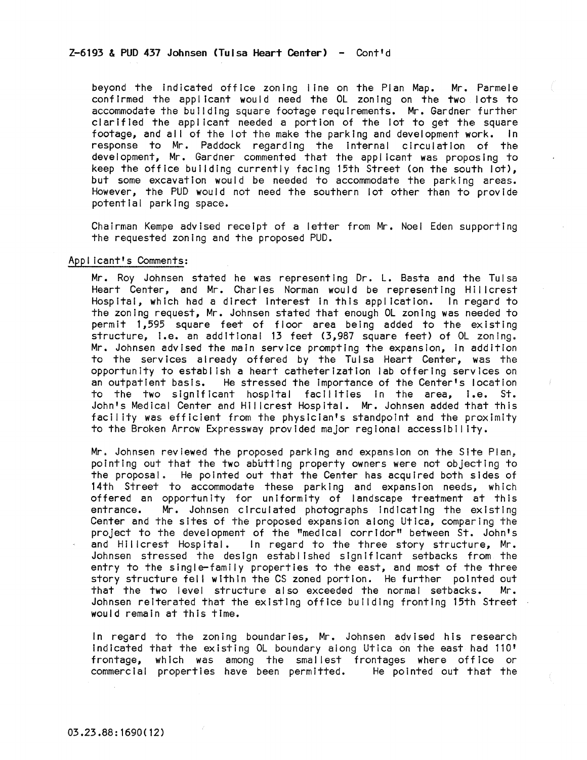Z-6193 & PUD 437 Johnsen (Tulsa Heart Center) - Cont'd

beyond the indicated office zoning line on the Plan Map. Mr. Parmele confirmed the applicant would need the OL zoning on the two lots to accommodate the building square footage requirements. Mr. Gardner further clarified the applicant needed a portion of the lot to get the square footage, and all of the lot the make the parking and development work. In response to Mr. Paddock regarding the internal circulation of the development, Mr. Gardner commented that the applicant was proposing to keep the office building currently facing 15th Street (on the south lot), but some excavation would be needed to accommodate the parking areas. However, the PUD would not need the southern lot other than to provide potential parking space.

Chairman Kempe advised receipt of a letter from Mr. Noel Eden supporting the requested zoning and the proposed PUD.

Applicant's Comments:

Mr. Roy Johnsen stated he was representing Dr. L. Basta and the Tulsa Heart Center, and Mr. Charles Norman would be representing Hillcrest Hospital, which had a direct interest in this application. In regard to the zoning request, Mr. Johnsen stated that enough OL zoning was needed to permit 1,595 square feet of floor area being added to the existing structure, i.e. an additional 13 feet (3,987 square feet) of OL zoning. Mr. Johnsen advised the main service prompting the expansion, in addition to the services already offered by the Tulsa Heart Center, was the opportunity to establish a heart catheterization lab offering services on an outpatient basis. He stressed the importance of the Center's location to the two significant hospital facilities in the area, i.e. St. John's Medical Center and Hillcrest Hospital. Mr. Johnsen added that this facility was efficient from the physician's standpoint and the proximity to the Broken Arrow Expressway provided major regional accessibility.

Mr. Johnsen reviewed the proposed parking and expansion on the Site Plan, pointing out that the two abutting property owners were not objecting to the proposal. He pointed out that the Center has acquired both sides of 14th Street to accommodate these parking and expansion needs, which offered an opportunity for uniformity of landscape treatment at this entrance. Mr. Johnsen circulated photographs indicating the existing Center and the sites of the proposed expansion along Utica, comparing the project to the development of the "medical corridor" between St. John's and Hillcrest Hospital. In regard to the three story structure, Mr. Johnsen stressed the design established significant setbacks from the entry to the single-family properties to the east, and most of the three story structure fell within the CS zoned portion. He further pointed out that the two level structure also exceeded the normal setbacks. Mr. Johnsen reiterated that the existing office building fronting 15th Street would remain at this time.

In regard to the zoning boundaries, Mr. Johnsen advised his research indicated that the existing OL boundary along Utica on the east had 110' frontage, which was among the smallest frontages where office or commercial properties have been permitted. He pointed out that the

03.23.88:1690(12)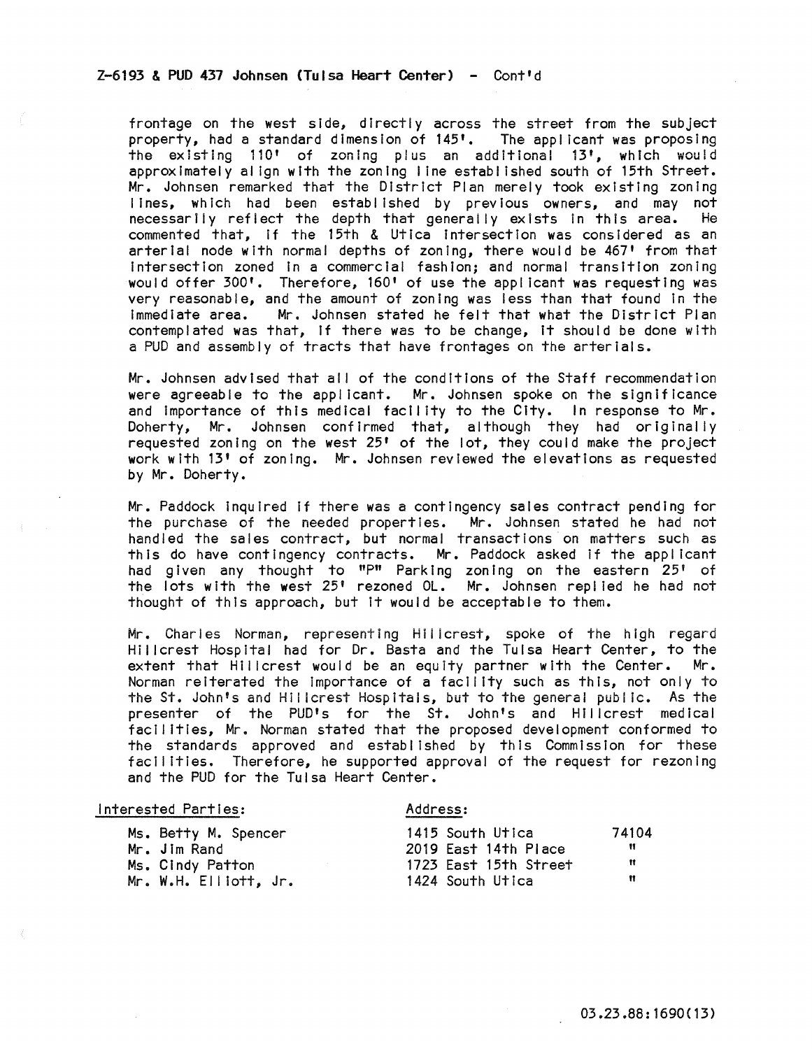Z-6193 & PUD 437 Johnsen (Tulsa Heart Center) - Cont'd

frontage on the west side, directly across the street from the subject property, had a standard dimension of 145'. The applicant was proposing the existing 110' of zoning plus an additional 13', which would approximately align with the zoning line established south of 15th Street. Mr. Johnsen remarked that the District Plan merely took existing zoning lines, which had been established by previous owners, and may not necessarily reflect the depth that generally exists in this area. He commented that, if the 15th & Utica intersection was considered as an arterial node with normal depths of zoning, there would be 467' from that intersection zoned in a commercial fashion; and normal transition zoning would offer 300'. Therefore, 160' of use the applicant was requesting was very reasonable, and the amount of zoning was less than that found in the immediate area. Mr. Johnsen stated he felt that what the District Plan contemplated was that, if there was to be change, it should be done with a PUD and assembly of tracts that have frontages on the arterials.

Mr. Johnsen advised that all of the conditions of the Staff recommendation were agreeable to the applicant. Mr. Johnsen spoke on the significance and importance of this medical facility to the City. In response to Mr. Doherty, Mr. Johnsen confirmed that, although they had originally requested zoning on the west 25' of the lot, they could make the project work with 13' of zoning. Mr. Johnsen reviewed the elevations as requested by Mr. Doherty.

Mr. Paddock inquired if there was a contingency sales contract pending for the purchase of the needed properties. Mr. Johnsen stated he had not handled the sales contract, but normal transactions on matters such as this do have contingency contracts. Mr. Paddock asked if the applicant had given any thought to "P" Parking zoning on the eastern 25' of the lots with the west 25' rezoned OL. Mr. Johnsen replied he had not thought of this approach, but it would be acceptable to them.

Mr. Charles Norman, representing Hillcrest, spoke of the high regard Hillcrest Hospital had for Dr. Basta and the Tulsa Heart Center, to the extent that Hillcrest would be an equity partner with the Center. Mr. Norman reiterated the importance of a facility such as this, not only to the St. John's and Hillcrest Hospitals, but to the general public. As the presenter of the PUD's for the St. John's and Hillcrest medical facilities, Mr. Norman stated that the proposed development conformed to the standards approved and established by this Commission for these facilities. Therefore, he supported approval of the request for rezoning and the PUD for the Tulsa Heart Center.

| Interested Parties: | Address: | |
|---|---|---|
| Ms. Betty M. Spencer | 1415 South Utica | 74104 |
| Mr. Jim Rand | 2019 East 14th Place | " |
| Ms. Cindy Patton | 1723 East 15th Street | " |
| Mr. W.H. Elliott, Jr. | 1424 South Utica | " |

03.23.88:1690(13)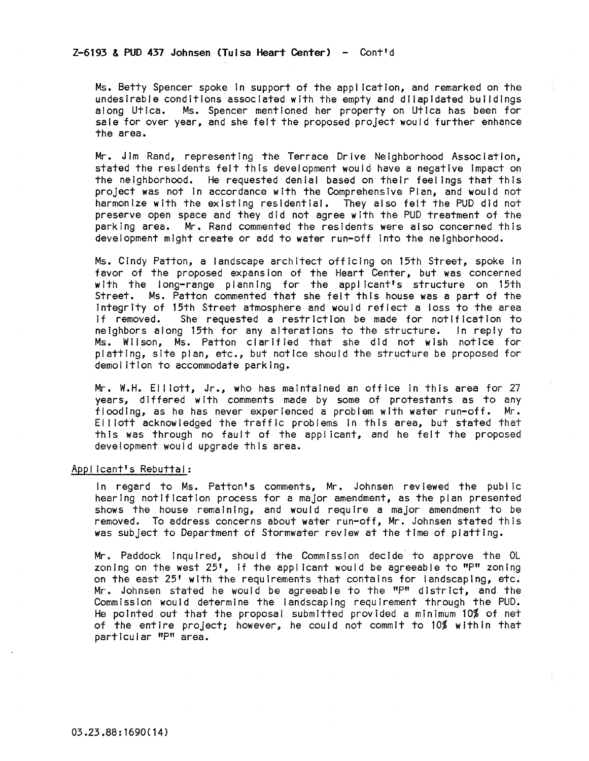Z-6193 & PUD 437 Johnsen (Tulsa Heart Center) - Cont'd

Ms. Betty Spencer spoke in support of the application, and remarked on the undesirable conditions associated with the empty and dilapidated buildings along Utica. Ms. Spencer mentioned her property on Utica has been for sale for over year, and she felt the proposed project would further enhance the area.

Mr. Jim Rand, representing the Terrace Drive Neighborhood Association, stated the residents felt this development would have a negative impact on the neighborhood. He requested denial based on their feelings that this project was not in accordance with the Comprehensive Plan, and would not harmonize with the existing residential. They also felt the PUD did not preserve open space and they did not agree with the PUD treatment of the parking area. Mr. Rand commented the residents were also concerned this development might create or add to water run-off into the neighborhood.

Ms. Cindy Patton, a landscape architect officing on 15th Street, spoke in favor of the proposed expansion of the Heart Center, but was concerned with the long-range planning for the applicant's structure on 15th Street. Ms. Patton commented that she felt this house was a part of the integrity of 15th Street atmosphere and would reflect a loss to the area if removed. She requested a restriction be made for notification to neighbors along 15th for any alterations to the structure. In reply to Ms. Wilson, Ms. Patton clarified that she did not wish notice for platting, site plan, etc., but notice should the structure be proposed for demolition to accommodate parking.

Mr. W.H. Elliott, Jr., who has maintained an office in this area for 27 years, differed with comments made by some of protestants as to any flooding, as he has never experienced a problem with water run-off. Mr. Elliott acknowledged the traffic problems in this area, but stated that this was through no fault of the applicant, and he felt the proposed development would upgrade this area.

Applicant's Rebuttal:

In regard to Ms. Patton's comments, Mr. Johnsen reviewed the public hearing notification process for a major amendment, as the plan presented shows the house remaining, and would require a major amendment to be removed. To address concerns about water run-off, Mr. Johnsen stated this was subject to Department of Stormwater review at the time of platting.

Mr. Paddock inquired, should the Commission decide to approve the OL zoning on the west 25', if the applicant would be agreeable to "P" zoning on the east 25' with the requirements that contains for landscaping, etc. Mr. Johnsen stated he would be agreeable to the "P" district, and the Commission would determine the landscaping requirement through the PUD. He pointed out that the proposal submitted provided a minimum 10% of net of the entire project; however, he could not commit to 10% within that particular "P" area.

03.23.88:1690(14)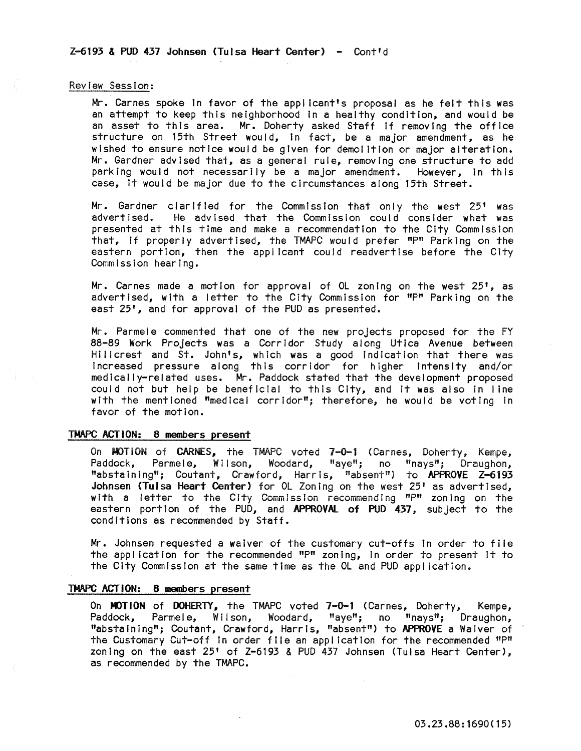Z-6193 & PUD 437 Johnsen (Tulsa Heart Center) - Cont'd

Review Session:

Mr. Carnes spoke in favor of the applicant's proposal as he felt this was an attempt to keep this neighborhood in a healthy condition, and would be an asset to this area. Mr. Doherty asked Staff if removing the office structure on 15th Street would, in fact, be a major amendment, as he wished to ensure notice would be given for demolition or major alteration. Mr. Gardner advised that, as a general rule, removing one structure to add parking would not necessarily be a major amendment. However, in this case, it would be major due to the circumstances along 15th Street.

Mr. Gardner clarified for the Commission that only the west 25' was advertised. He advised that the Commission could consider what was presented at this time and make a recommendation to the City Commission that, if properly advertised, the TMAPC would prefer "P" Parking on the eastern portion, then the applicant could readvertise before the City Commission hearing.

Mr. Carnes made a motion for approval of OL zoning on the west 25', as advertised, with a letter to the City Commission for "P" Parking on the east 25', and for approval of the PUD as presented.

Mr. Parmele commented that one of the new projects proposed for the FY 88-89 Work Projects was a Corridor Study along Utica Avenue between Hillcrest and St. John's, which was a good indication that there was increased pressure along this corridor for higher intensity and/or medically-related uses. Mr. Paddock stated that the development proposed could not but help be beneficial to this City, and it was also in line with the mentioned "medical corridor"; therefore, he would be voting in favor of the motion.

**TMAPC ACTION: 8 members present**

On **MOTION** of **CARNES**, the TMAPC voted **7-0-1** (Carnes, Doherty, Kempe, Paddock, Parmele, Wilson, Woodard, "aye"; no "nays"; Draughon, "abstaining"; Coutant, Crawford, Harris, "absent") to **APPROVE Z-6193 Johnsen (Tulsa Heart Center)** for OL Zoning on the west 25' as advertised, with a letter to the City Commission recommending "P" zoning on the eastern portion of the PUD, and **APPROVAL of PUD 437**, subject to the conditions as recommended by Staff.

Mr. Johnsen requested a waiver of the customary cut-offs in order to file the application for the recommended "P" zoning, in order to present it to the City Commission at the same time as the OL and PUD application.

**TMAPC ACTION: 8 members present**

On **MOTION** of **DOHERTY**, the TMAPC voted **7-0-1** (Carnes, Doherty, Kempe, Paddock, Parmele, Wilson, Woodard, "aye"; no "nays"; Draughon, "abstaining"; Coutant, Crawford, Harris, "absent") to **APPROVE** a Waiver of the Customary Cut-off in order file an application for the recommended "P" zoning on the east 25' of Z-6193 & PUD 437 Johnsen (Tulsa Heart Center), as recommended by the TMAPC.

03.23.88:1690(15)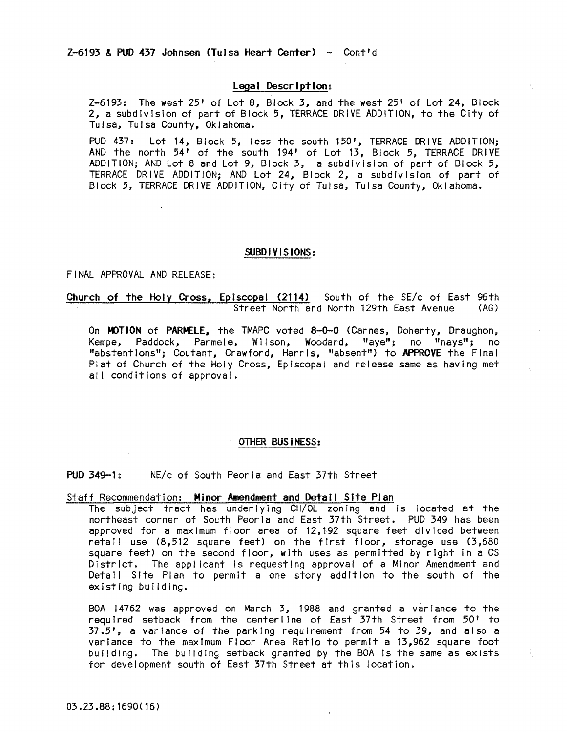Z-6193 & PUD 437 Johnsen (Tulsa Heart Center) - Cont'd

**Legal Description:**

Z-6193: The west 25' of Lot 8, Block 3, and the west 25' of Lot 24, Block 2, a subdivision of part of Block 5, TERRACE DRIVE ADDITION, to the City of Tulsa, Tulsa County, Oklahoma.

PUD 437: Lot 14, Block 5, less the south 150', TERRACE DRIVE ADDITION; AND the north 54' of the south 194' of Lot 13, Block 5, TERRACE DRIVE ADDITION; AND Lot 8 and Lot 9, Block 3, a subdivision of part of Block 5, TERRACE DRIVE ADDITION; AND Lot 24, Block 2, a subdivision of part of Block 5, TERRACE DRIVE ADDITION, City of Tulsa, Tulsa County, Oklahoma.

## SUBDIVISIONS:

FINAL APPROVAL AND RELEASE:

**Church of the Holy Cross, Episcopal (2114)** South of the SE/c of East 96th Street North and North 129th East Avenue (AG)

On **MOTION** of **PARMELE**, the TMAPC voted **8-0-0** (Carnes, Doherty, Draughon, Kempe, Paddock, Parmele, Wilson, Woodard, "aye"; no "nays"; no "abstentions"; Coutant, Crawford, Harris, "absent") to **APPROVE** the Final Plat of Church of the Holy Cross, Episcopal and release same as having met all conditions of approval.

## OTHER BUSINESS:

**PUD 349-1:** NE/c of South Peoria and East 37th Street

Staff Recommendation: **Minor Amendment and Detail Site Plan**

The subject tract has underlying CH/OL zoning and is located at the northeast corner of South Peoria and East 37th Street. PUD 349 has been approved for a maximum floor area of 12,192 square feet divided between retail use (8,512 square feet) on the first floor, storage use (3,680 square feet) on the second floor, with uses as permitted by right in a CS District. The applicant is requesting approval of a Minor Amendment and Detail Site Plan to permit a one story addition to the south of the existing building.

BOA 14762 was approved on March 3, 1988 and granted a variance to the required setback from the centerline of East 37th Street from 50' to 37.5', a variance of the parking requirement from 54 to 39, and also a variance to the maximum Floor Area Ratio to permit a 13,962 square foot building. The building setback granted by the BOA is the same as exists for development south of East 37th Street at this location.

03.23.88:1690(16)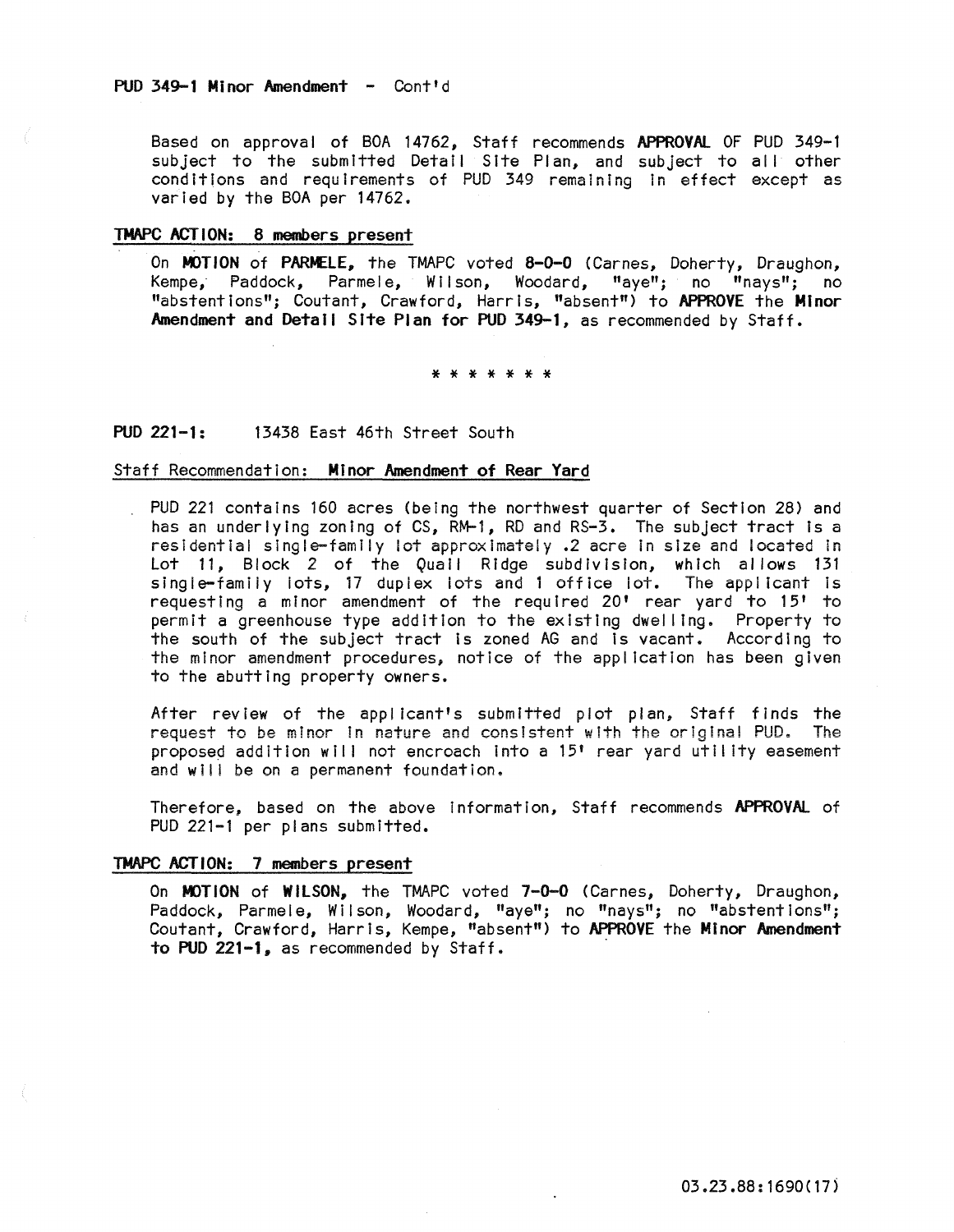PUD 349-1 Minor Amendment - Cont'd

Based on approval of BOA 14762, Staff recommends **APPROVAL** OF PUD 349-1 subject to the submitted Detail Site Plan, and subject to all other conditions and requirements of PUD 349 remaining in effect except as varied by the BOA per 14762.

**TMAPC ACTION: 8 members present**

On **MOTION** of **PARMELE,** the TMAPC voted **8-0-0** (Carnes, Doherty, Draughon, Kempe, Paddock, Parmele, Wilson, Woodard, "aye"; no "nays"; no "abstentions"; Coutant, Crawford, Harris, "absent") to **APPROVE** the **Minor Amendment and Detail Site Plan for PUD 349-1,** as recommended by Staff.

* * * * * * *

**PUD 221-1:** 13438 East 46th Street South

Staff Recommendation: **Minor Amendment of Rear Yard**

PUD 221 contains 160 acres (being the northwest quarter of Section 28) and has an underlying zoning of CS, RM-1, RD and RS-3. The subject tract is a residential single-family lot approximately .2 acre in size and located in Lot 11, Block 2 of the Quail Ridge subdivision, which allows 131 single-family lots, 17 duplex lots and 1 office lot. The applicant is requesting a minor amendment of the required 20' rear yard to 15' to permit a greenhouse type addition to the existing dwelling. Property to the south of the subject tract is zoned AG and is vacant. According to the minor amendment procedures, notice of the application has been given to the abutting property owners.

After review of the applicant's submitted plot plan, Staff finds the request to be minor in nature and consistent with the original PUD. The proposed addition will not encroach into a 15' rear yard utility easement and will be on a permanent foundation.

Therefore, based on the above information, Staff recommends **APPROVAL** of PUD 221-1 per plans submitted.

**TMAPC ACTION: 7 members present**

On **MOTION** of **WILSON,** the TMAPC voted **7-0-0** (Carnes, Doherty, Draughon, Paddock, Parmele, Wilson, Woodard, "aye"; no "nays"; no "abstentions"; Coutant, Crawford, Harris, Kempe, "absent") to **APPROVE** the **Minor Amendment to PUD 221-1,** as recommended by Staff.

03.23.88:1690(17)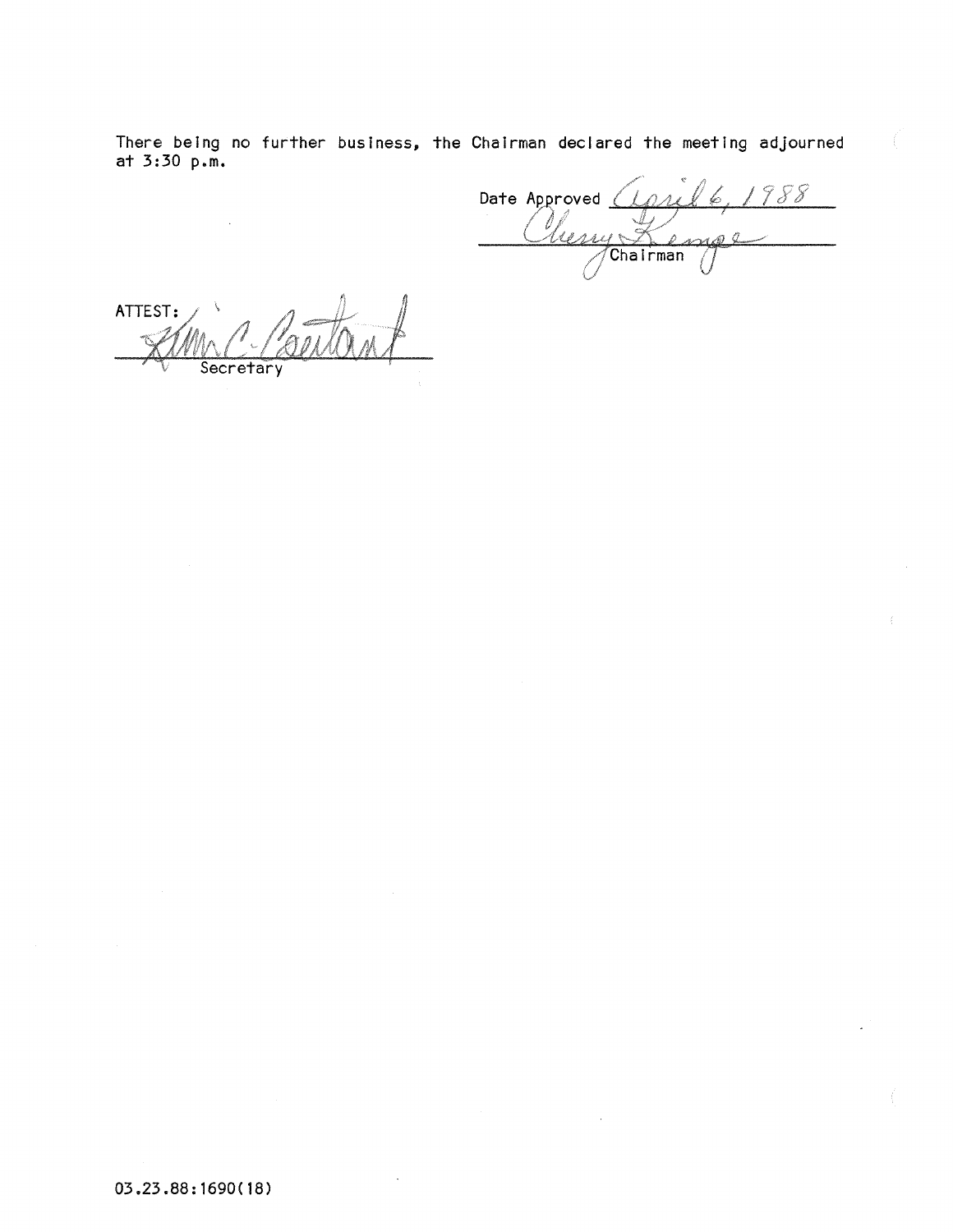There being no further business, the Chairman declared the meeting adjourned at 3:30 p.m.

Date Approved April 6, 1988

Cheryl Kemper
Chairman

ATTEST:

Kim C. Cantant
Secretary

03.23.88:1690(18)